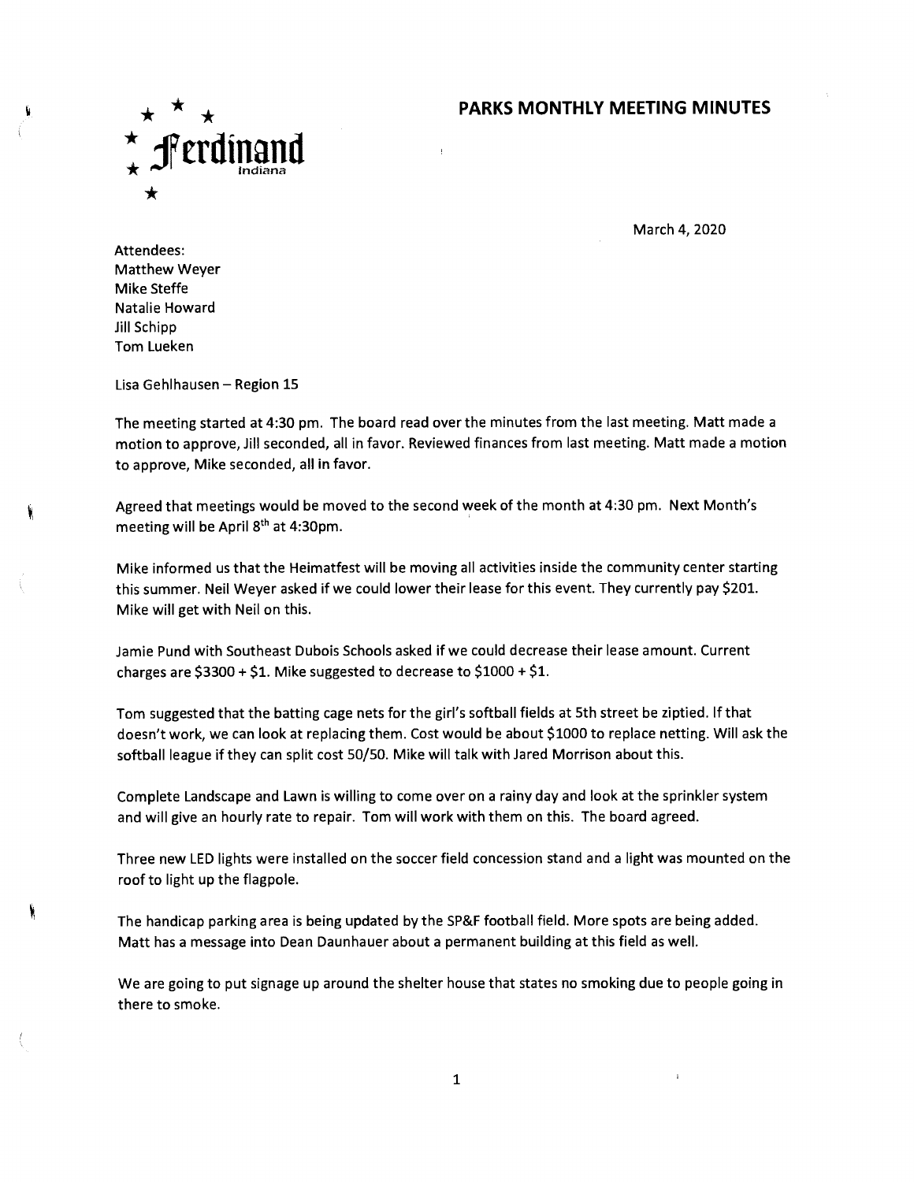Ferdinand Indiana

# PARKS MONTHLY MEETING MINUTES

March 4, 2020

Attendees:
Matthew Weyer
Mike Steffe
Natalie Howard
Jill Schipp
Tom Lueken

Lisa Gehlhausen – Region 15

The meeting started at 4:30 pm. The board read over the minutes from the last meeting. Matt made a motion to approve, Jill seconded, all in favor. Reviewed finances from last meeting. Matt made a motion to approve, Mike seconded, all in favor.

Agreed that meetings would be moved to the second week of the month at 4:30 pm. Next Month's meeting will be April 8th at 4:30pm.

Mike informed us that the Heimatfest will be moving all activities inside the community center starting this summer. Neil Weyer asked if we could lower their lease for this event. They currently pay $201. Mike will get with Neil on this.

Jamie Pund with Southeast Dubois Schools asked if we could decrease their lease amount. Current charges are $3300 + $1. Mike suggested to decrease to $1000 + $1.

Tom suggested that the batting cage nets for the girl's softball fields at 5th street be ziptied. If that doesn't work, we can look at replacing them. Cost would be about $1000 to replace netting. Will ask the softball league if they can split cost 50/50. Mike will talk with Jared Morrison about this.

Complete Landscape and Lawn is willing to come over on a rainy day and look at the sprinkler system and will give an hourly rate to repair. Tom will work with them on this. The board agreed.

Three new LED lights were installed on the soccer field concession stand and a light was mounted on the roof to light up the flagpole.

The handicap parking area is being updated by the SP&F football field. More spots are being added. Matt has a message into Dean Daunhauer about a permanent building at this field as well.

We are going to put signage up around the shelter house that states no smoking due to people going in there to smoke.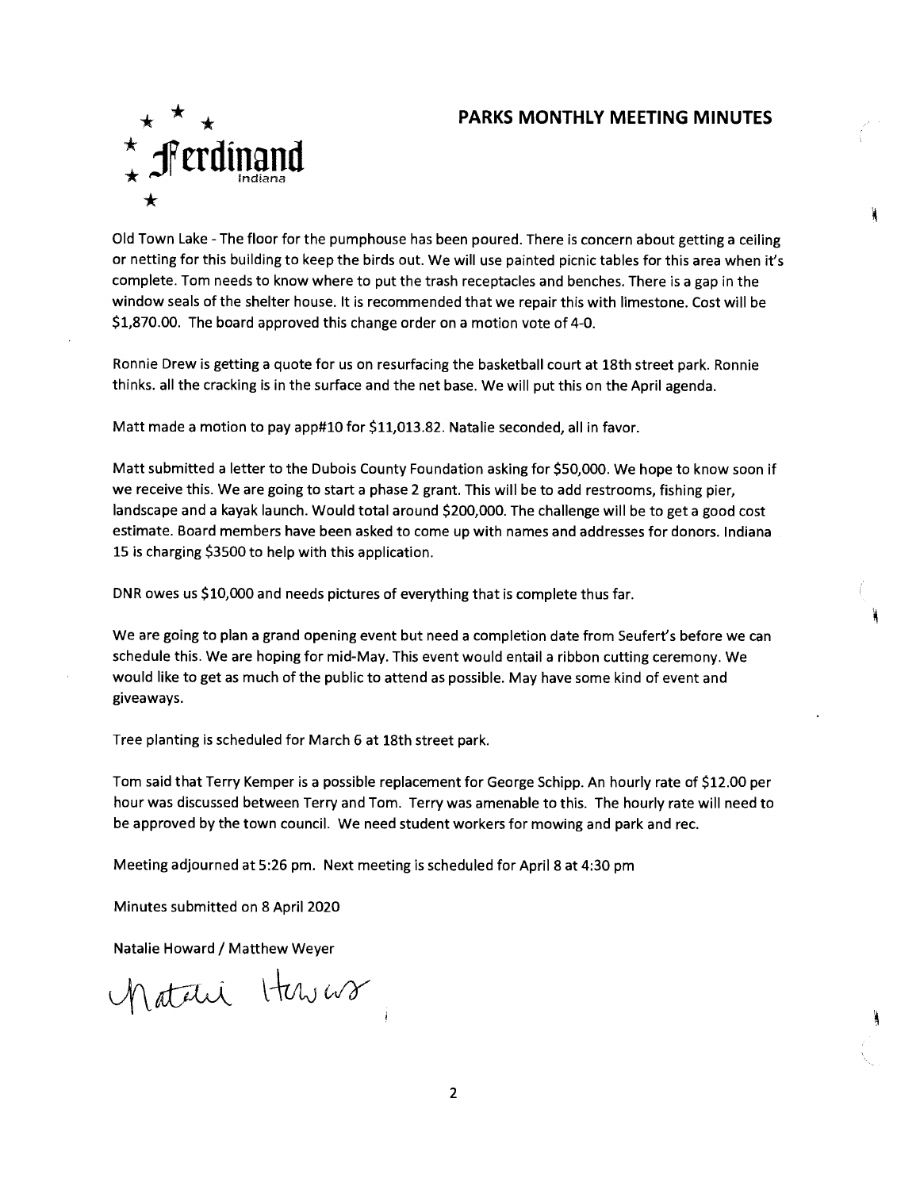## PARKS MONTHLY MEETING MINUTES

Old Town Lake - The floor for the pumphouse has been poured. There is concern about getting a ceiling or netting for this building to keep the birds out. We will use painted picnic tables for this area when it's complete. Tom needs to know where to put the trash receptacles and benches. There is a gap in the window seals of the shelter house. It is recommended that we repair this with limestone. Cost will be $1,870.00. The board approved this change order on a motion vote of 4-0.

Ronnie Drew is getting a quote for us on resurfacing the basketball court at 18th street park. Ronnie thinks. all the cracking is in the surface and the net base. We will put this on the April agenda.

Matt made a motion to pay app#10 for $11,013.82. Natalie seconded, all in favor.

Matt submitted a letter to the Dubois County Foundation asking for $50,000. We hope to know soon if we receive this. We are going to start a phase 2 grant. This will be to add restrooms, fishing pier, landscape and a kayak launch. Would total around $200,000. The challenge will be to get a good cost estimate. Board members have been asked to come up with names and addresses for donors. Indiana 15 is charging $3500 to help with this application.

DNR owes us $10,000 and needs pictures of everything that is complete thus far.

We are going to plan a grand opening event but need a completion date from Seufert's before we can schedule this. We are hoping for mid-May. This event would entail a ribbon cutting ceremony. We would like to get as much of the public to attend as possible. May have some kind of event and giveaways.

Tree planting is scheduled for March 6 at 18th street park.

Tom said that Terry Kemper is a possible replacement for George Schipp. An hourly rate of $12.00 per hour was discussed between Terry and Tom. Terry was amenable to this. The hourly rate will need to be approved by the town council. We need student workers for mowing and park and rec.

Meeting adjourned at 5:26 pm. Next meeting is scheduled for April 8 at 4:30 pm

Minutes submitted on 8 April 2020

Natalie Howard / Matthew Weyer

Natalie Howard